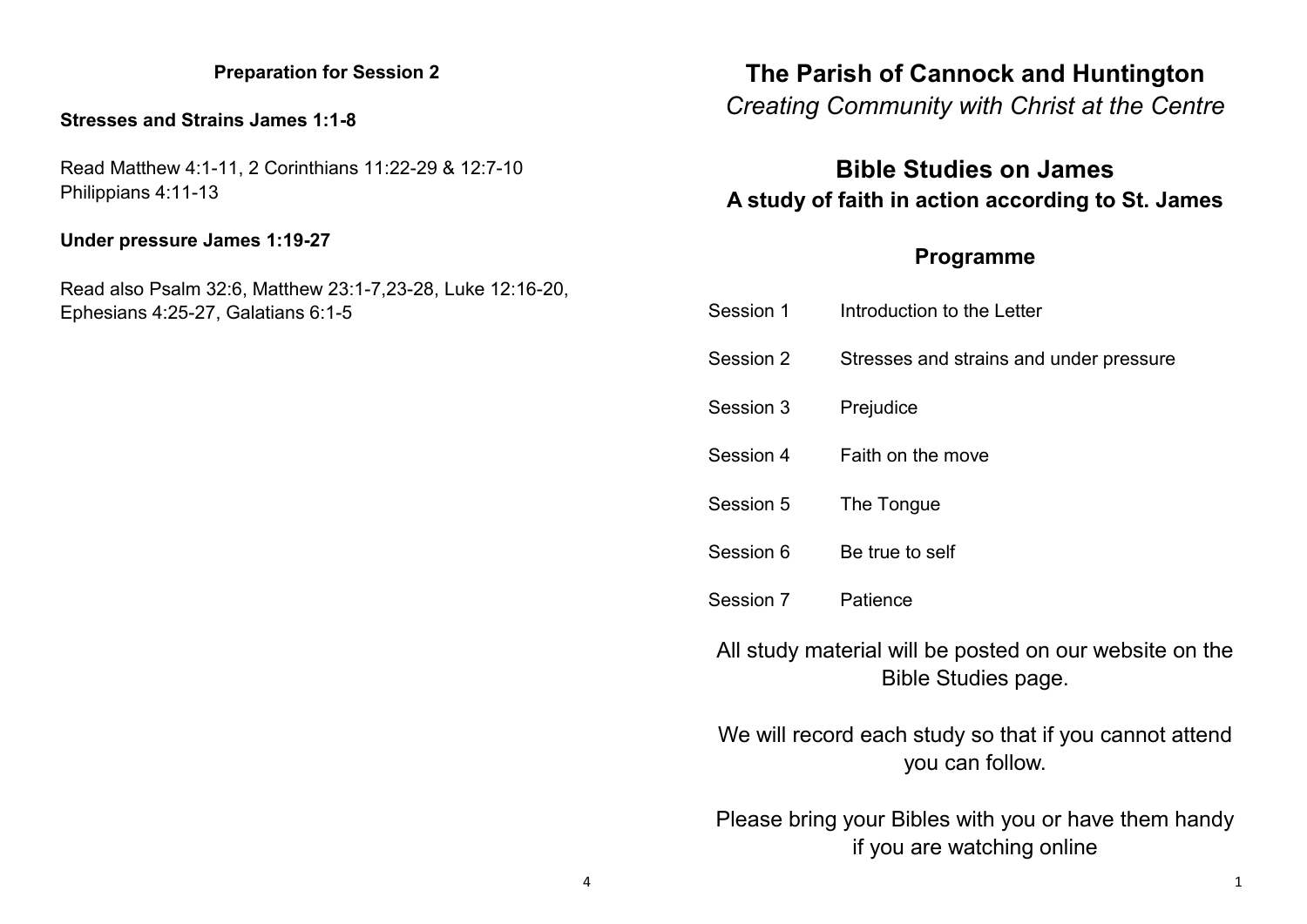### Preparation for Session 2

**Stresses and Strains James 1:1-8**

Read Matthew 4:1-11, 2 Corinthians 11:22-29 & 12:7-10 Philippians 4:11-13

**Under pressure James 1:19-27**

Read also Psalm 32:6, Matthew 23:1-7,23-28, Luke 12:16-20, Ephesians 4:25-27, Galatians 6:1-5

# The Parish of Cannock and Huntington

*Creating Community with Christ at the Centre*

## Bible Studies on James

### A study of faith in action according to St. James

### Programme

| | |
|---|---|
| Session 1 | Introduction to the Letter |
| Session 2 | Stresses and strains and under pressure |
| Session 3 | Prejudice |
| Session 4 | Faith on the move |
| Session 5 | The Tongue |
| Session 6 | Be true to self |
| Session 7 | Patience |

All study material will be posted on our website on the Bible Studies page.

We will record each study so that if you cannot attend you can follow.

Please bring your Bibles with you or have them handy if you are watching online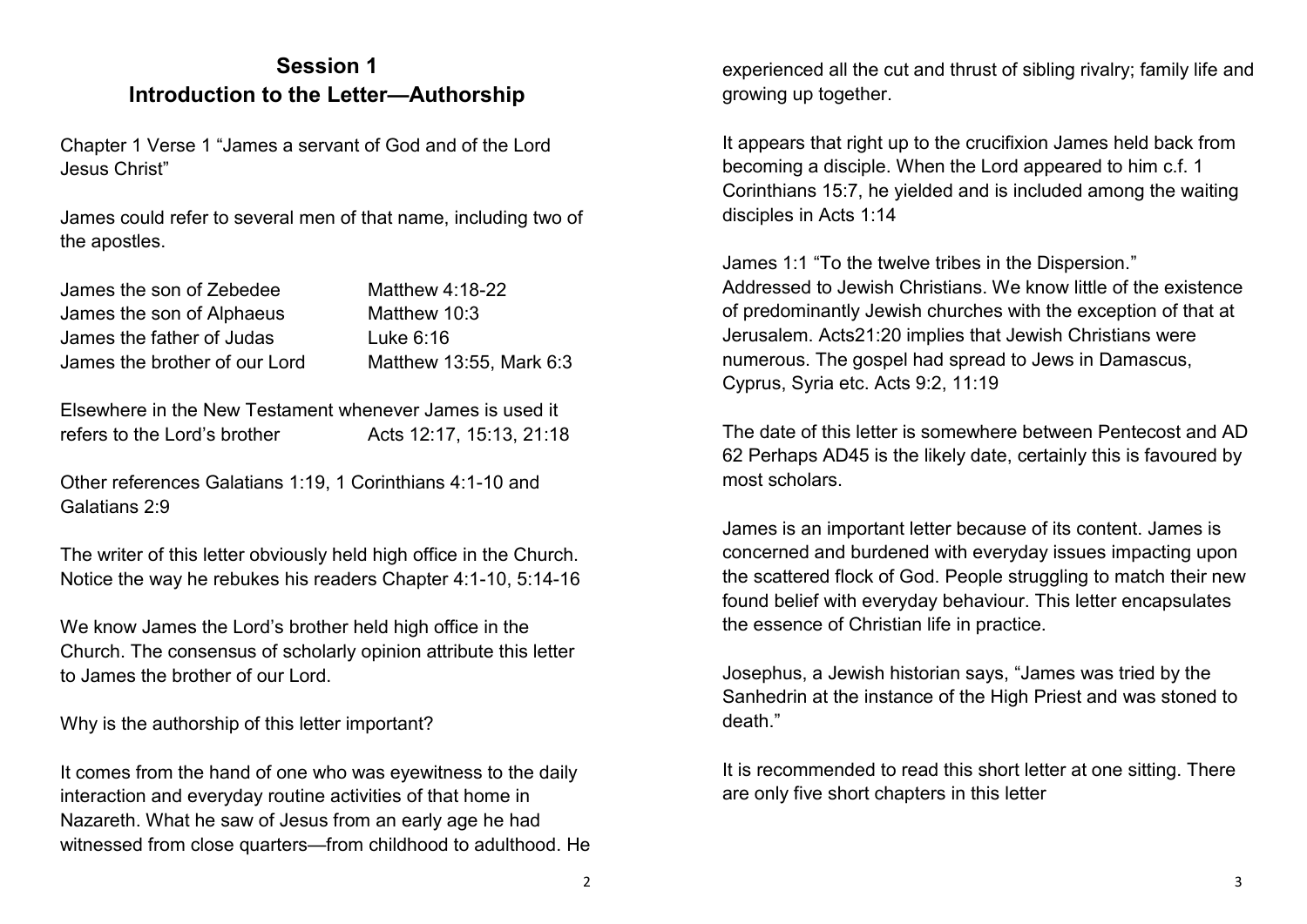## Session 1
## Introduction to the Letter—Authorship

Chapter 1 Verse 1 "James a servant of God and of the Lord Jesus Christ"

James could refer to several men of that name, including two of the apostles.

| | |
|---|---|
| James the son of Zebedee | Matthew 4:18-22 |
| James the son of Alphaeus | Matthew 10:3 |
| James the father of Judas | Luke 6:16 |
| James the brother of our Lord | Matthew 13:55, Mark 6:3 |

Elsewhere in the New Testament whenever James is used it refers to the Lord's brother Acts 12:17, 15:13, 21:18

Other references Galatians 1:19, 1 Corinthians 4:1-10 and Galatians 2:9

The writer of this letter obviously held high office in the Church. Notice the way he rebukes his readers Chapter 4:1-10, 5:14-16

We know James the Lord's brother held high office in the Church. The consensus of scholarly opinion attribute this letter to James the brother of our Lord.

Why is the authorship of this letter important?

It comes from the hand of one who was eyewitness to the daily interaction and everyday routine activities of that home in Nazareth. What he saw of Jesus from an early age he had witnessed from close quarters—from childhood to adulthood. He experienced all the cut and thrust of sibling rivalry; family life and growing up together.

It appears that right up to the crucifixion James held back from becoming a disciple. When the Lord appeared to him c.f. 1 Corinthians 15:7, he yielded and is included among the waiting disciples in Acts 1:14

James 1:1 "To the twelve tribes in the Dispersion."
Addressed to Jewish Christians. We know little of the existence of predominantly Jewish churches with the exception of that at Jerusalem. Acts21:20 implies that Jewish Christians were numerous. The gospel had spread to Jews in Damascus, Cyprus, Syria etc. Acts 9:2, 11:19

The date of this letter is somewhere between Pentecost and AD 62 Perhaps AD45 is the likely date, certainly this is favoured by most scholars.

James is an important letter because of its content. James is concerned and burdened with everyday issues impacting upon the scattered flock of God. People struggling to match their new found belief with everyday behaviour. This letter encapsulates the essence of Christian life in practice.

Josephus, a Jewish historian says, "James was tried by the Sanhedrin at the instance of the High Priest and was stoned to death."

It is recommended to read this short letter at one sitting. There are only five short chapters in this letter